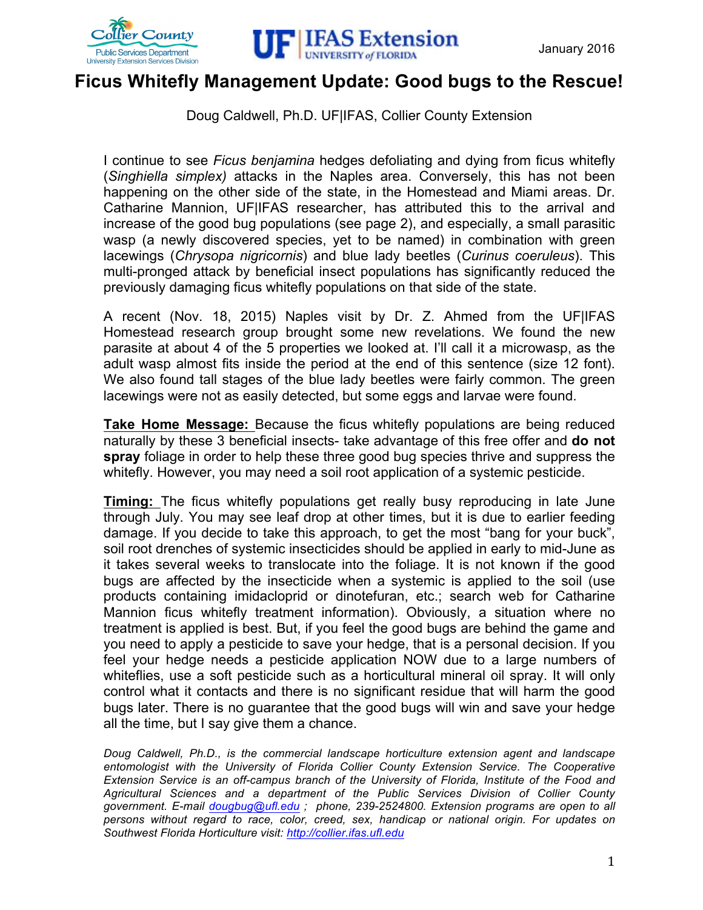Collier County Public Services Department University Extension Services Division

UF | IFAS Extension UNIVERSITY of FLORIDA

January 2016

# Ficus Whitefly Management Update: Good bugs to the Rescue!

Doug Caldwell, Ph.D. UF|IFAS, Collier County Extension

I continue to see *Ficus benjamina* hedges defoliating and dying from ficus whitefly (*Singhiella simplex)* attacks in the Naples area. Conversely, this has not been happening on the other side of the state, in the Homestead and Miami areas. Dr. Catharine Mannion, UF|IFAS researcher, has attributed this to the arrival and increase of the good bug populations (see page 2), and especially, a small parasitic wasp (a newly discovered species, yet to be named) in combination with green lacewings (*Chrysopa nigricornis*) and blue lady beetles (*Curinus coeruleus*). This multi-pronged attack by beneficial insect populations has significantly reduced the previously damaging ficus whitefly populations on that side of the state.

A recent (Nov. 18, 2015) Naples visit by Dr. Z. Ahmed from the UF|IFAS Homestead research group brought some new revelations. We found the new parasite at about 4 of the 5 properties we looked at. I'll call it a microwasp, as the adult wasp almost fits inside the period at the end of this sentence (size 12 font). We also found tall stages of the blue lady beetles were fairly common. The green lacewings were not as easily detected, but some eggs and larvae were found.

**Take Home Message:** Because the ficus whitefly populations are being reduced naturally by these 3 beneficial insects- take advantage of this free offer and **do not spray** foliage in order to help these three good bug species thrive and suppress the whitefly. However, you may need a soil root application of a systemic pesticide.

**Timing:** The ficus whitefly populations get really busy reproducing in late June through July. You may see leaf drop at other times, but it is due to earlier feeding damage. If you decide to take this approach, to get the most "bang for your buck", soil root drenches of systemic insecticides should be applied in early to mid-June as it takes several weeks to translocate into the foliage. It is not known if the good bugs are affected by the insecticide when a systemic is applied to the soil (use products containing imidacloprid or dinotefuran, etc.; search web for Catharine Mannion ficus whitefly treatment information). Obviously, a situation where no treatment is applied is best. But, if you feel the good bugs are behind the game and you need to apply a pesticide to save your hedge, that is a personal decision. If you feel your hedge needs a pesticide application NOW due to a large numbers of whiteflies, use a soft pesticide such as a horticultural mineral oil spray. It will only control what it contacts and there is no significant residue that will harm the good bugs later. There is no guarantee that the good bugs will win and save your hedge all the time, but I say give them a chance.

*Doug Caldwell, Ph.D., is the commercial landscape horticulture extension agent and landscape entomologist with the University of Florida Collier County Extension Service. The Cooperative Extension Service is an off-campus branch of the University of Florida, Institute of the Food and Agricultural Sciences and a department of the Public Services Division of Collier County government. E-mail dougbug@ufl.edu ; phone, 239-2524800. Extension programs are open to all persons without regard to race, color, creed, sex, handicap or national origin. For updates on Southwest Florida Horticulture visit: http://collier.ifas.ufl.edu*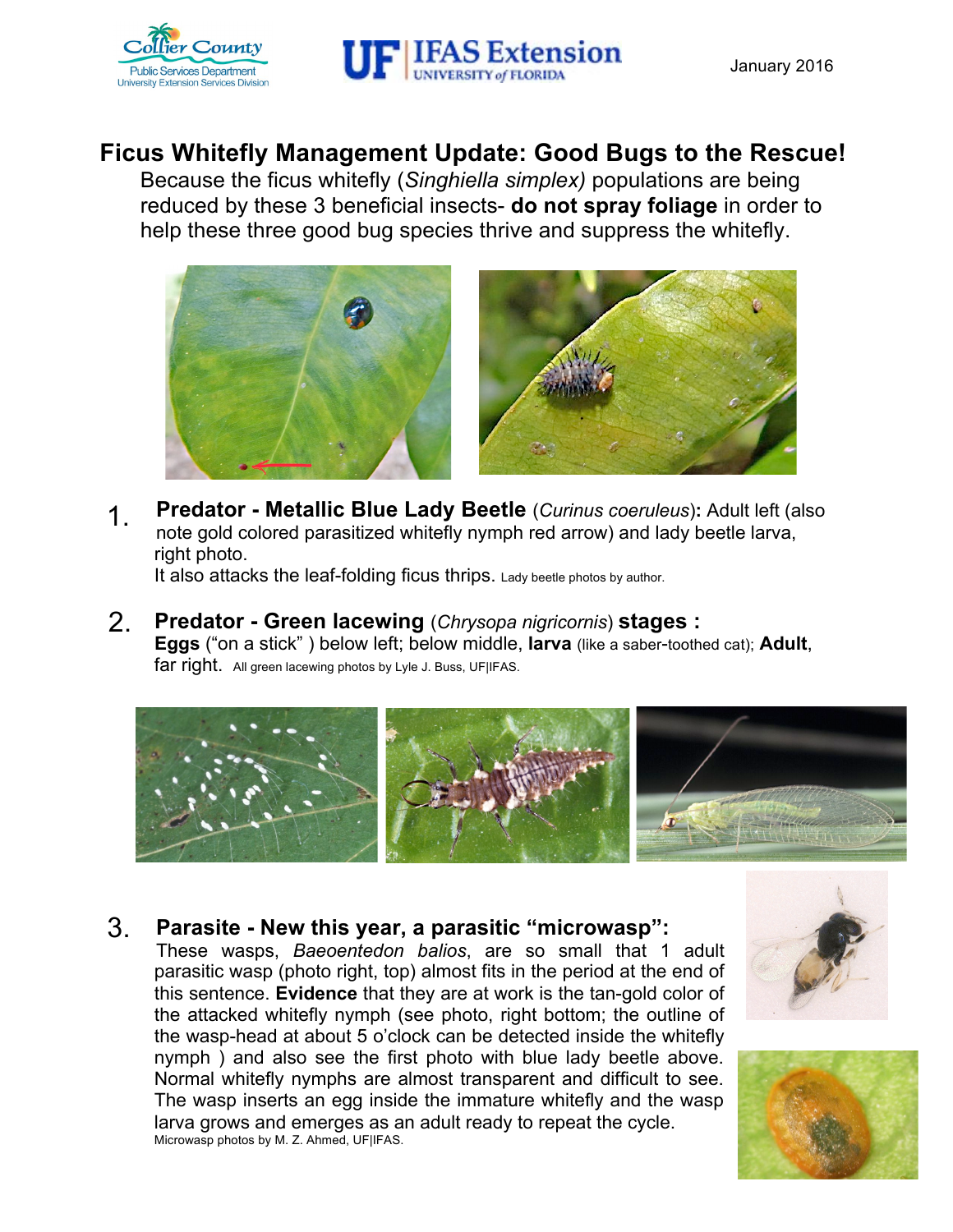Collier County
Public Services Department
University Extension Services Division

UF | IFAS Extension
UNIVERSITY of FLORIDA

January 2016

# Ficus Whitefly Management Update: Good Bugs to the Rescue!

Because the ficus whitefly (*Singhiella simplex)* populations are being reduced by these 3 beneficial insects- **do not spray foliage** in order to help these three good bug species thrive and suppress the whitefly.

1. **Predator - Metallic Blue Lady Beetle** (*Curinus coeruleus*)**:** Adult left (also note gold colored parasitized whitefly nymph red arrow) and lady beetle larva, right photo.
   It also attacks the leaf-folding ficus thrips. Lady beetle photos by author.

2. **Predator - Green lacewing** (*Chrysopa nigricornis*) **stages :**
   **Eggs** ("on a stick" ) below left; below middle, **larva** (like a saber-toothed cat); **Adult**, far right. All green lacewing photos by Lyle J. Buss, UF|IFAS.

3. **Parasite - New this year, a parasitic "microwasp":**
   These wasps, *Baeoentedon balios*, are so small that 1 adult parasitic wasp (photo right, top) almost fits in the period at the end of this sentence. **Evidence** that they are at work is the tan-gold color of the attacked whitefly nymph (see photo, right bottom; the outline of the wasp-head at about 5 o'clock can be detected inside the whitefly nymph ) and also see the first photo with blue lady beetle above. Normal whitefly nymphs are almost transparent and difficult to see. The wasp inserts an egg inside the immature whitefly and the wasp larva grows and emerges as an adult ready to repeat the cycle.
   Microwasp photos by M. Z. Ahmed, UF|IFAS.